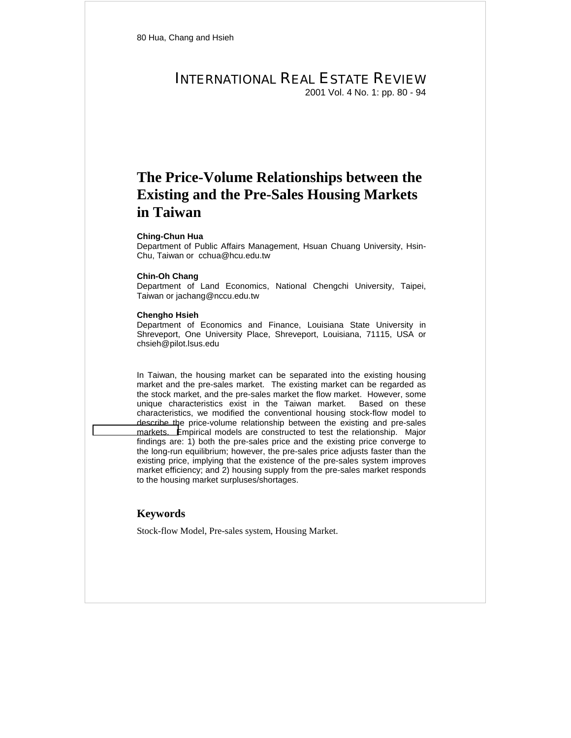# The Price-Volume Relationships between the Existing and the Pre-Sales Housing Markets in Taiwan

**Ching-Chun Hua**
Department of Public Affairs Management, Hsuan Chuang University, Hsin-Chu, Taiwan or cchua@hcu.edu.tw

**Chin-Oh Chang**
Department of Land Economics, National Chengchi University, Taipei, Taiwan or jachang@nccu.edu.tw

**Chengho Hsieh**
Department of Economics and Finance, Louisiana State University in Shreveport, One University Place, Shreveport, Louisiana, 71115, USA or chsieh@pilot.lsus.edu

In Taiwan, the housing market can be separated into the existing housing market and the pre-sales market. The existing market can be regarded as the stock market, and the pre-sales market the flow market. However, some unique characteristics exist in the Taiwan market. Based on these characteristics, we modified the conventional housing stock-flow model to describe the price-volume relationship between the existing and pre-sales markets. Empirical models are constructed to test the relationship. Major findings are: 1) both the pre-sales price and the existing price converge to the long-run equilibrium; however, the pre-sales price adjusts faster than the existing price, implying that the existence of the pre-sales system improves market efficiency; and 2) housing supply from the pre-sales market responds to the housing market surpluses/shortages.

## Keywords

Stock-flow Model, Pre-sales system, Housing Market.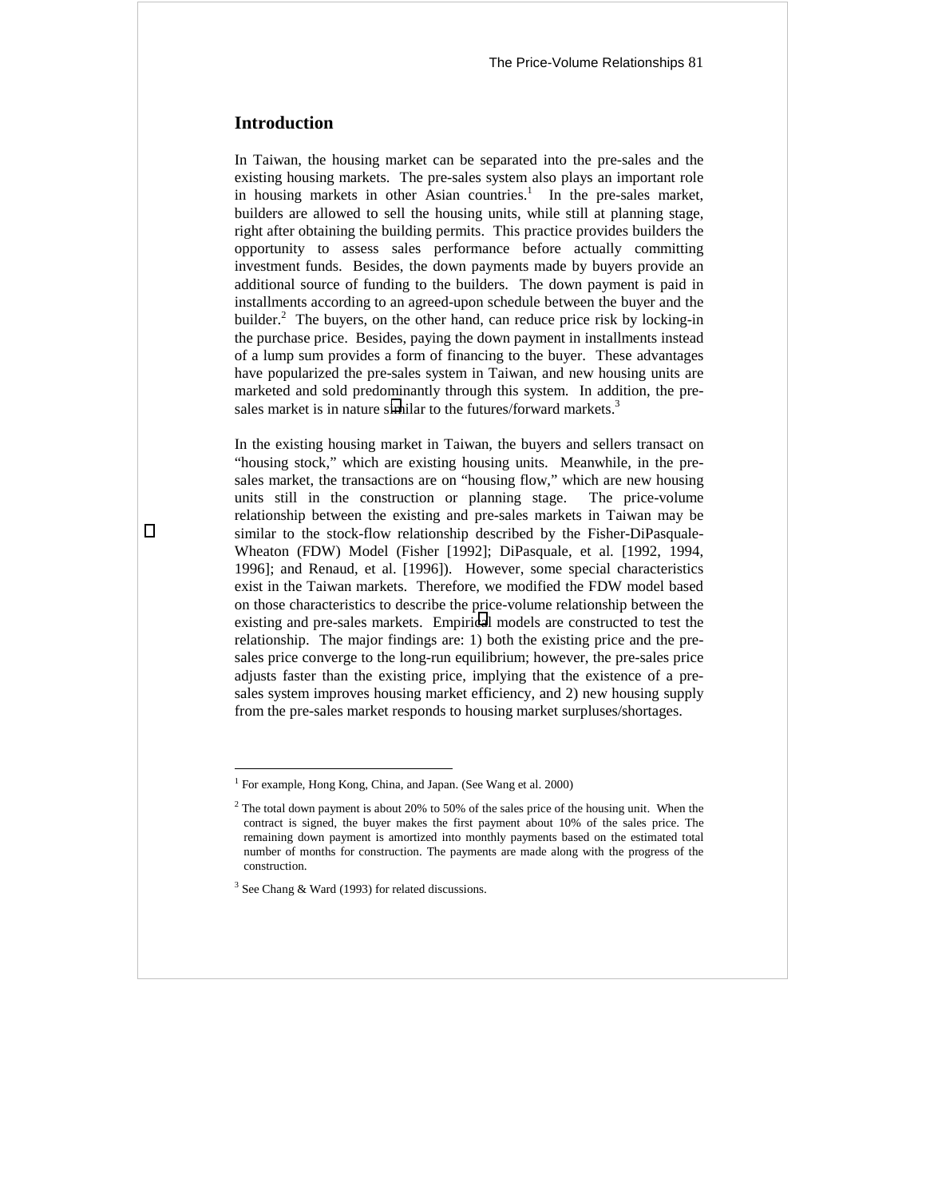## Introduction

In Taiwan, the housing market can be separated into the pre-sales and the existing housing markets. The pre-sales system also plays an important role in housing markets in other Asian countries.[1] In the pre-sales market, builders are allowed to sell the housing units, while still at planning stage, right after obtaining the building permits. This practice provides builders the opportunity to assess sales performance before actually committing investment funds. Besides, the down payments made by buyers provide an additional source of funding to the builders. The down payment is paid in installments according to an agreed-upon schedule between the buyer and the builder.[2] The buyers, on the other hand, can reduce price risk by locking-in the purchase price. Besides, paying the down payment in installments instead of a lump sum provides a form of financing to the buyer. These advantages have popularized the pre-sales system in Taiwan, and new housing units are marketed and sold predominantly through this system. In addition, the pre-sales market is in nature similar to the futures/forward markets.[3]

In the existing housing market in Taiwan, the buyers and sellers transact on "housing stock," which are existing housing units. Meanwhile, in the pre-sales market, the transactions are on "housing flow," which are new housing units still in the construction or planning stage. The price-volume relationship between the existing and pre-sales markets in Taiwan may be similar to the stock-flow relationship described by the Fisher-DiPasquale-Wheaton (FDW) Model (Fisher [1992]; DiPasquale, et al. [1992, 1994, 1996]; and Renaud, et al. [1996]). However, some special characteristics exist in the Taiwan markets. Therefore, we modified the FDW model based on those characteristics to describe the price-volume relationship between the existing and pre-sales markets. Empirical models are constructed to test the relationship. The major findings are: 1) both the existing price and the pre-sales price converge to the long-run equilibrium; however, the pre-sales price adjusts faster than the existing price, implying that the existence of a pre-sales system improves housing market efficiency, and 2) new housing supply from the pre-sales market responds to housing market surpluses/shortages.

---

[1] For example, Hong Kong, China, and Japan. (See Wang et al. 2000)

[2] The total down payment is about 20% to 50% of the sales price of the housing unit. When the contract is signed, the buyer makes the first payment about 10% of the sales price. The remaining down payment is amortized into monthly payments based on the estimated total number of months for construction. The payments are made along with the progress of the construction.

[3] See Chang & Ward (1993) for related discussions.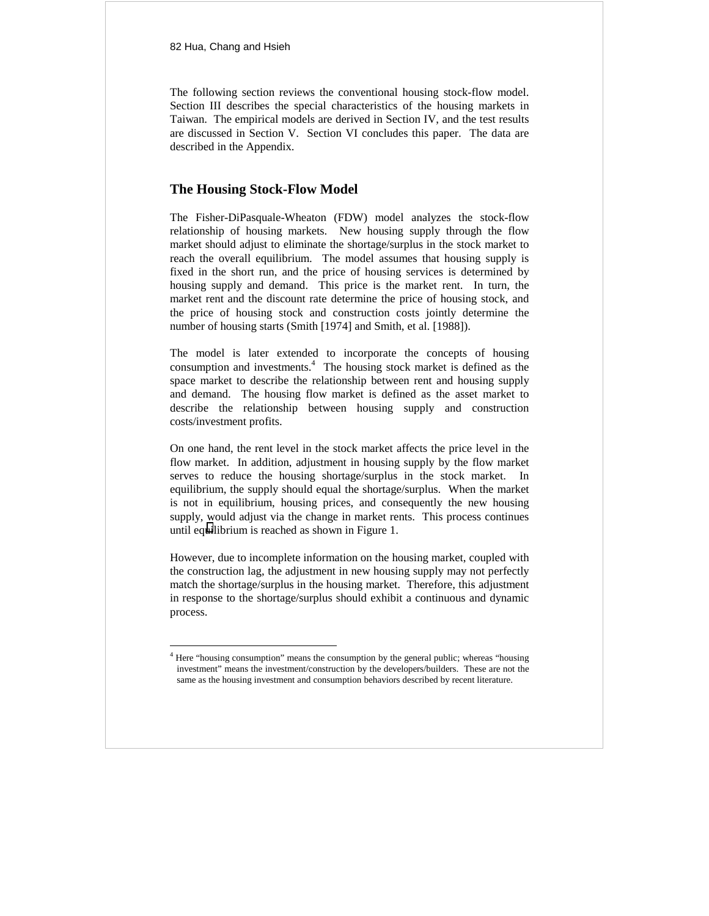The following section reviews the conventional housing stock-flow model. Section III describes the special characteristics of the housing markets in Taiwan. The empirical models are derived in Section IV, and the test results are discussed in Section V. Section VI concludes this paper. The data are described in the Appendix.

## The Housing Stock-Flow Model

The Fisher-DiPasquale-Wheaton (FDW) model analyzes the stock-flow relationship of housing markets. New housing supply through the flow market should adjust to eliminate the shortage/surplus in the stock market to reach the overall equilibrium. The model assumes that housing supply is fixed in the short run, and the price of housing services is determined by housing supply and demand. This price is the market rent. In turn, the market rent and the discount rate determine the price of housing stock, and the price of housing stock and construction costs jointly determine the number of housing starts (Smith [1974] and Smith, et al. [1988]).

The model is later extended to incorporate the concepts of housing consumption and investments.[4] The housing stock market is defined as the space market to describe the relationship between rent and housing supply and demand. The housing flow market is defined as the asset market to describe the relationship between housing supply and construction costs/investment profits.

On one hand, the rent level in the stock market affects the price level in the flow market. In addition, adjustment in housing supply by the flow market serves to reduce the housing shortage/surplus in the stock market. In equilibrium, the supply should equal the shortage/surplus. When the market is not in equilibrium, housing prices, and consequently the new housing supply, would adjust via the change in market rents. This process continues until equilibrium is reached as shown in Figure 1.

However, due to incomplete information on the housing market, coupled with the construction lag, the adjustment in new housing supply may not perfectly match the shortage/surplus in the housing market. Therefore, this adjustment in response to the shortage/surplus should exhibit a continuous and dynamic process.

---

[4] Here "housing consumption" means the consumption by the general public; whereas "housing investment" means the investment/construction by the developers/builders. These are not the same as the housing investment and consumption behaviors described by recent literature.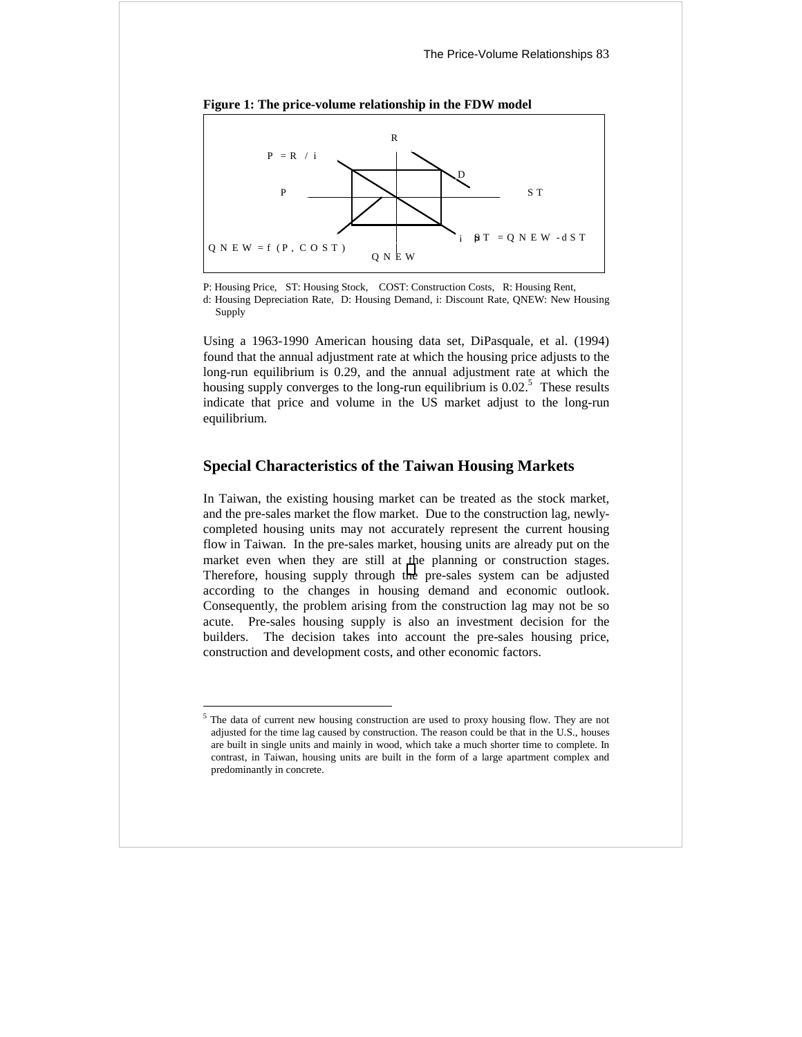**Figure 1: The price-volume relationship in the FDW model**

R

$P = R / i$

D

P

ST

$\Delta ST = QNEW - dST$

$QNEW = f(P, COST)$

QNEW

P: Housing Price, ST: Housing Stock, COST: Construction Costs, R: Housing Rent, d: Housing Depreciation Rate, D: Housing Demand, i: Discount Rate, QNEW: New Housing Supply

Using a 1963-1990 American housing data set, DiPasquale, et al. (1994) found that the annual adjustment rate at which the housing price adjusts to the long-run equilibrium is 0.29, and the annual adjustment rate at which the housing supply converges to the long-run equilibrium is 0.02.[5] These results indicate that price and volume in the US market adjust to the long-run equilibrium.

## Special Characteristics of the Taiwan Housing Markets

In Taiwan, the existing housing market can be treated as the stock market, and the pre-sales market the flow market. Due to the construction lag, newly-completed housing units may not accurately represent the current housing flow in Taiwan. In the pre-sales market, housing units are already put on the market even when they are still at the planning or construction stages. Therefore, housing supply through the pre-sales system can be adjusted according to the changes in housing demand and economic outlook. Consequently, the problem arising from the construction lag may not be so acute. Pre-sales housing supply is also an investment decision for the builders. The decision takes into account the pre-sales housing price, construction and development costs, and other economic factors.

[5] The data of current new housing construction are used to proxy housing flow. They are not adjusted for the time lag caused by construction. The reason could be that in the U.S., houses are built in single units and mainly in wood, which take a much shorter time to complete. In contrast, in Taiwan, housing units are built in the form of a large apartment complex and predominantly in concrete.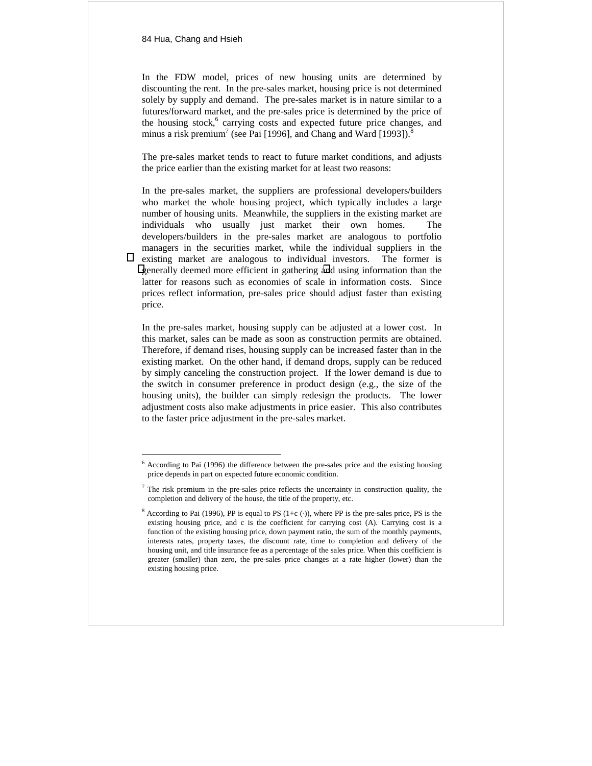In the FDW model, prices of new housing units are determined by discounting the rent. In the pre-sales market, housing price is not determined solely by supply and demand. The pre-sales market is in nature similar to a futures/forward market, and the pre-sales price is determined by the price of the housing stock,[6] carrying costs and expected future price changes, and minus a risk premium[7] (see Pai [1996], and Chang and Ward [1993]).[8]

The pre-sales market tends to react to future market conditions, and adjusts the price earlier than the existing market for at least two reasons:

In the pre-sales market, the suppliers are professional developers/builders who market the whole housing project, which typically includes a large number of housing units. Meanwhile, the suppliers in the existing market are individuals who usually just market their own homes. The developers/builders in the pre-sales market are analogous to portfolio managers in the securities market, while the individual suppliers in the existing market are analogous to individual investors. The former is generally deemed more efficient in gathering and using information than the latter for reasons such as economies of scale in information costs. Since prices reflect information, pre-sales price should adjust faster than existing price.

In the pre-sales market, housing supply can be adjusted at a lower cost. In this market, sales can be made as soon as construction permits are obtained. Therefore, if demand rises, housing supply can be increased faster than in the existing market. On the other hand, if demand drops, supply can be reduced by simply canceling the construction project. If the lower demand is due to the switch in consumer preference in product design (e.g., the size of the housing units), the builder can simply redesign the products. The lower adjustment costs also make adjustments in price easier. This also contributes to the faster price adjustment in the pre-sales market.

---

[6] According to Pai (1996) the difference between the pre-sales price and the existing housing price depends in part on expected future economic condition.

[7] The risk premium in the pre-sales price reflects the uncertainty in construction quality, the completion and delivery of the house, the title of the property, etc.

[8] According to Pai (1996), PP is equal to PS $(1+c(\cdot))$, where PP is the pre-sales price, PS is the existing housing price, and c is the coefficient for carrying cost (A). Carrying cost is a function of the existing housing price, down payment ratio, the sum of the monthly payments, interests rates, property taxes, the discount rate, time to completion and delivery of the housing unit, and title insurance fee as a percentage of the sales price. When this coefficient is greater (smaller) than zero, the pre-sales price changes at a rate higher (lower) than the existing housing price.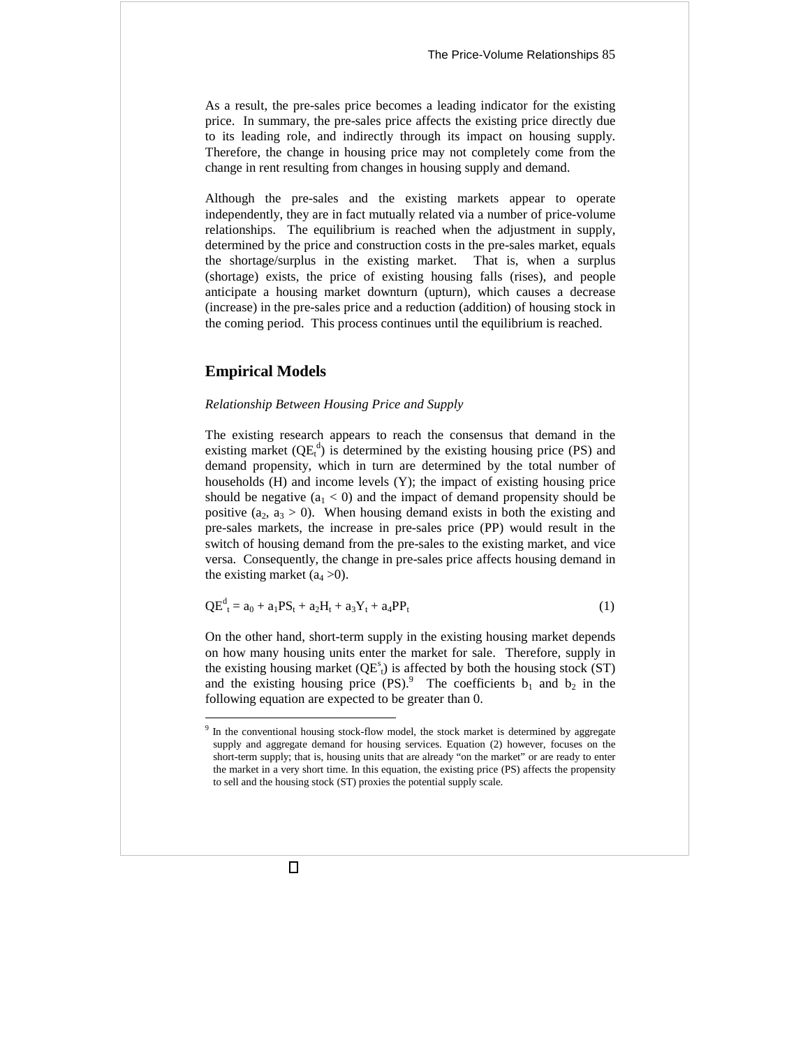As a result, the pre-sales price becomes a leading indicator for the existing price. In summary, the pre-sales price affects the existing price directly due to its leading role, and indirectly through its impact on housing supply. Therefore, the change in housing price may not completely come from the change in rent resulting from changes in housing supply and demand.

Although the pre-sales and the existing markets appear to operate independently, they are in fact mutually related via a number of price-volume relationships. The equilibrium is reached when the adjustment in supply, determined by the price and construction costs in the pre-sales market, equals the shortage/surplus in the existing market. That is, when a surplus (shortage) exists, the price of existing housing falls (rises), and people anticipate a housing market downturn (upturn), which causes a decrease (increase) in the pre-sales price and a reduction (addition) of housing stock in the coming period. This process continues until the equilibrium is reached.

## Empirical Models

*Relationship Between Housing Price and Supply*

The existing research appears to reach the consensus that demand in the existing market ($QE_t^d$) is determined by the existing housing price (PS) and demand propensity, which in turn are determined by the total number of households (H) and income levels (Y); the impact of existing housing price should be negative ($a_1 < 0$) and the impact of demand propensity should be positive ($a_2$, $a_3 > 0$). When housing demand exists in both the existing and pre-sales markets, the increase in pre-sales price (PP) would result in the switch of housing demand from the pre-sales to the existing market, and vice versa. Consequently, the change in pre-sales price affects housing demand in the existing market ($a_4 > 0$).

$$QE^d_t = a_0 + a_1PS_t + a_2H_t + a_3Y_t + a_4PP_t \tag{1}$$

On the other hand, short-term supply in the existing housing market depends on how many housing units enter the market for sale. Therefore, supply in the existing housing market ($QE^s_t$) is affected by both the housing stock (ST) and the existing housing price (PS).[9] The coefficients $b_1$ and $b_2$ in the following equation are expected to be greater than 0.

[9] In the conventional housing stock-flow model, the stock market is determined by aggregate supply and aggregate demand for housing services. Equation (2) however, focuses on the short-term supply; that is, housing units that are already "on the market" or are ready to enter the market in a very short time. In this equation, the existing price (PS) affects the propensity to sell and the housing stock (ST) proxies the potential supply scale.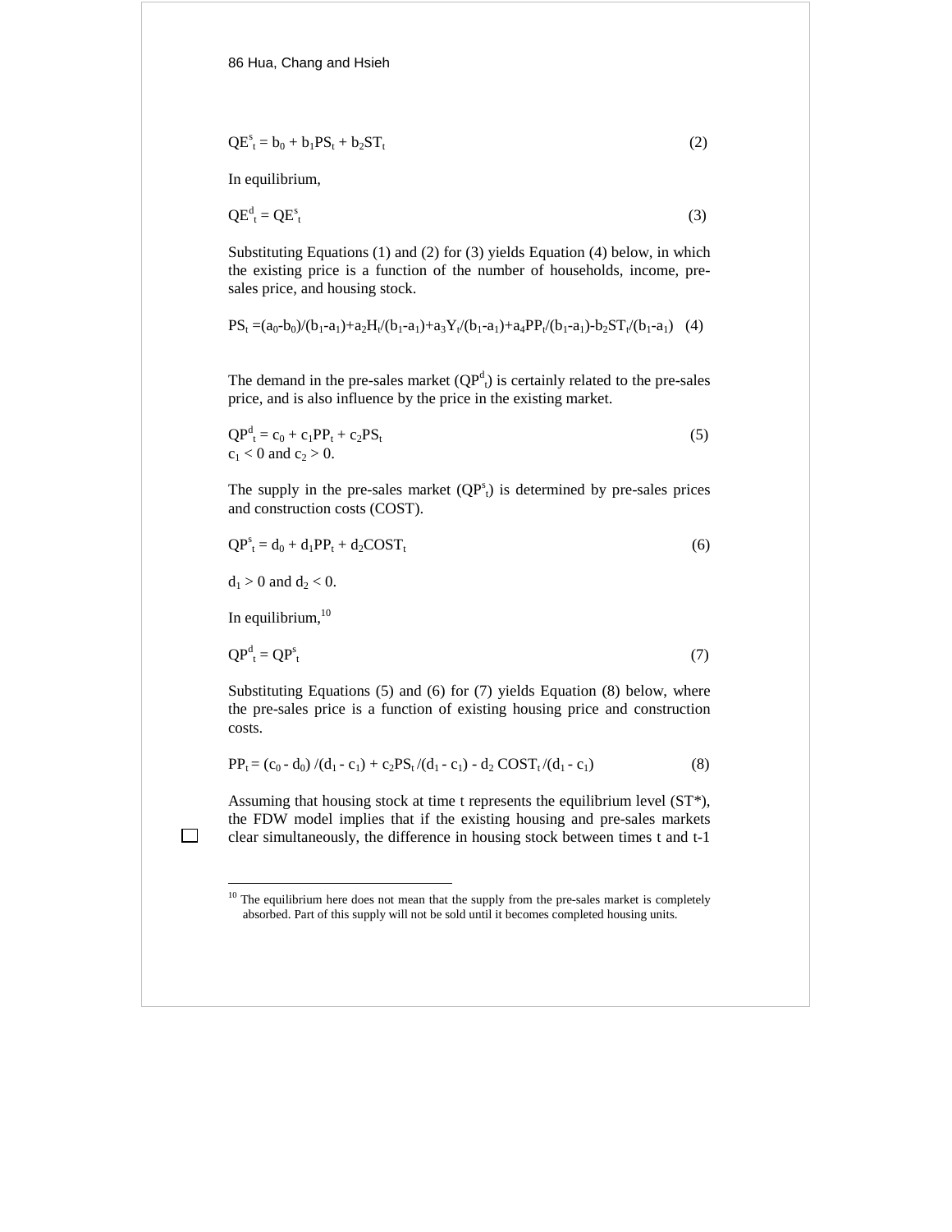$$QE^s_t = b_0 + b_1PS_t + b_2ST_t \tag{2}$$

In equilibrium,

$$QE^d_t = QE^s_t \tag{3}$$

Substituting Equations (1) and (2) for (3) yields Equation (4) below, in which the existing price is a function of the number of households, income, pre-sales price, and housing stock.

$$PS_t = (a_0-b_0)/(b_1-a_1)+a_2H_t/(b_1-a_1)+a_3Y_t/(b_1-a_1)+a_4PP_t/(b_1-a_1)-b_2ST_t/(b_1-a_1) \tag{4}$$

The demand in the pre-sales market ($QP^d_t$) is certainly related to the pre-sales price, and is also influence by the price in the existing market.

$$QP^d_t = c_0 + c_1PP_t + c_2PS_t \tag{5}$$

$c_1 < 0$ and $c_2 > 0$.

The supply in the pre-sales market ($QP^s_t$) is determined by pre-sales prices and construction costs (COST).

$$QP^s_t = d_0 + d_1PP_t + d_2COST_t \tag{6}$$

$d_1 > 0$ and $d_2 < 0$.

In equilibrium,[10]

$$QP^d_t = QP^s_t \tag{7}$$

Substituting Equations (5) and (6) for (7) yields Equation (8) below, where the pre-sales price is a function of existing housing price and construction costs.

$$PP_t = (c_0 - d_0)/(d_1 - c_1) + c_2PS_t/(d_1 - c_1) - d_2\,COST_t/(d_1 - c_1) \tag{8}$$

Assuming that housing stock at time t represents the equilibrium level (ST*), the FDW model implies that if the existing housing and pre-sales markets clear simultaneously, the difference in housing stock between times t and t-1

[10] The equilibrium here does not mean that the supply from the pre-sales market is completely absorbed. Part of this supply will not be sold until it becomes completed housing units.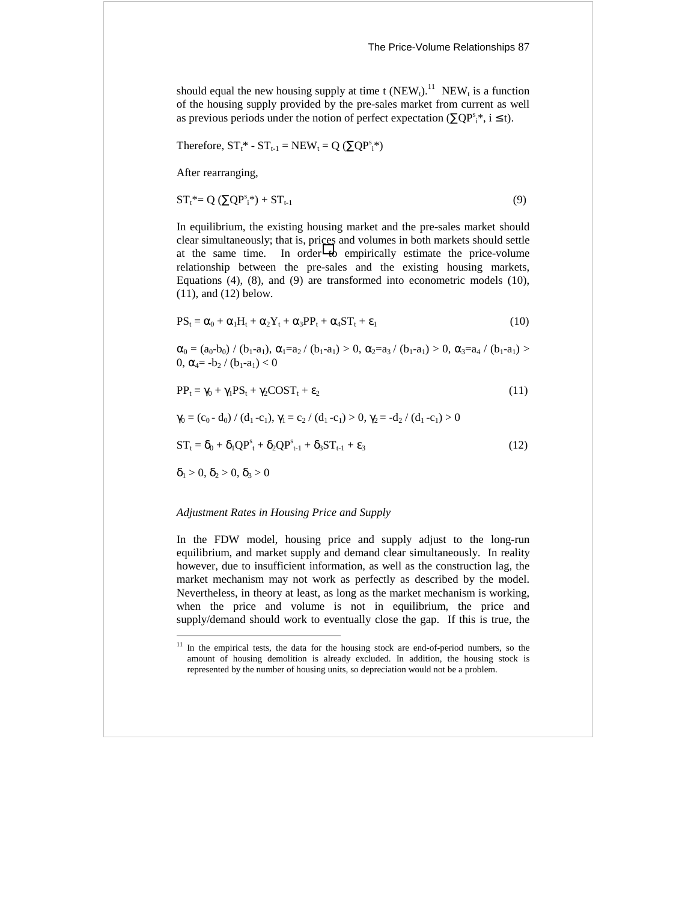should equal the new housing supply at time t ($NEW_t$).[11] $NEW_t$ is a function of the housing supply provided by the pre-sales market from current as well as previous periods under the notion of perfect expectation ($\sum QP^s_i{}^*$, $i \leq t$).

Therefore, $ST_t^* - ST_{t-1} = NEW_t = Q(\sum QP^s_i{}^*)$

After rearranging,

$$ST_t^* = Q(\sum QP^s_i{}^*) + ST_{t-1} \tag{9}$$

In equilibrium, the existing housing market and the pre-sales market should clear simultaneously; that is, prices and volumes in both markets should settle at the same time. In order to empirically estimate the price-volume relationship between the pre-sales and the existing housing markets, Equations (4), (8), and (9) are transformed into econometric models (10), (11), and (12) below.

$$PS_t = \alpha_0 + \alpha_1 H_t + \alpha_2 Y_t + \alpha_3 PP_t + \alpha_4 ST_t + \varepsilon_1 \tag{10}$$

$\alpha_0 = (a_0-b_0) / (b_1-a_1)$, $\alpha_1 = a_2 / (b_1-a_1) > 0$, $\alpha_2 = a_3 / (b_1-a_1) > 0$, $\alpha_3 = a_4 / (b_1-a_1) > 0$, $\alpha_4 = -b_2 / (b_1-a_1) < 0$

$$PP_t = \gamma_0 + \gamma_1 PS_t + \gamma_2 COST_t + \varepsilon_2 \tag{11}$$

$\gamma_0 = (c_0 - d_0) / (d_1 - c_1)$, $\gamma_1 = c_2 / (d_1 - c_1) > 0$, $\gamma_2 = -d_2 / (d_1 - c_1) > 0$

$$ST_t = \delta_0 + \delta_1 QP^s_t + \delta_2 QP^s_{t-1} + \delta_3 ST_{t-1} + \varepsilon_3 \tag{12}$$

$\delta_1 > 0$, $\delta_2 > 0$, $\delta_3 > 0$

*Adjustment Rates in Housing Price and Supply*

In the FDW model, housing price and supply adjust to the long-run equilibrium, and market supply and demand clear simultaneously. In reality however, due to insufficient information, as well as the construction lag, the market mechanism may not work as perfectly as described by the model. Nevertheless, in theory at least, as long as the market mechanism is working, when the price and volume is not in equilibrium, the price and supply/demand should work to eventually close the gap. If this is true, the

[11] In the empirical tests, the data for the housing stock are end-of-period numbers, so the amount of housing demolition is already excluded. In addition, the housing stock is represented by the number of housing units, so depreciation would not be a problem.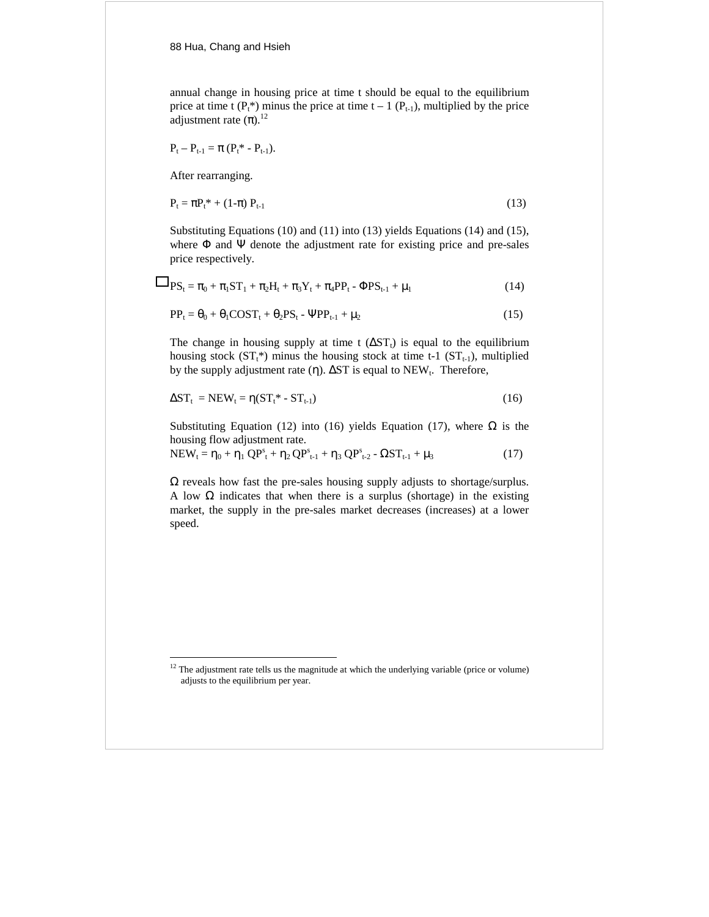annual change in housing price at time t should be equal to the equilibrium price at time t ($P_t$*) minus the price at time t – 1 ($P_{t-1}$), multiplied by the price adjustment rate (π).[12]

$$P_t - P_{t-1} = \pi (P_t^* - P_{t-1}).$$

After rearranging.

$$P_t = \pi P_t^* + (1-\pi) P_{t-1} \tag{13}$$

Substituting Equations (10) and (11) into (13) yields Equations (14) and (15), where Φ and Ψ denote the adjustment rate for existing price and pre-sales price respectively.

$$PS_t = \pi_0 + \pi_1 ST_1 + \pi_2 H_t + \pi_3 Y_t + \pi_4 PP_t - \Phi PS_{t-1} + \mu_1 \tag{14}$$

$$PP_t = \theta_0 + \theta_1 COST_t + \theta_2 PS_t - \Psi PP_{t-1} + \mu_2 \tag{15}$$

The change in housing supply at time t ($\Delta ST_t$) is equal to the equilibrium housing stock ($ST_t$*) minus the housing stock at time t-1 ($ST_{t-1}$), multiplied by the supply adjustment rate (η). ΔST is equal to $NEW_t$. Therefore,

$$\Delta ST_t = NEW_t = \eta(ST_t^* - ST_{t-1}) \tag{16}$$

Substituting Equation (12) into (16) yields Equation (17), where Ω is the housing flow adjustment rate.

$$NEW_t = \eta_0 + \eta_1 QP^s_t + \eta_2 QP^s_{t-1} + \eta_3 QP^s_{t-2} - \Omega ST_{t-1} + \mu_3 \tag{17}$$

Ω reveals how fast the pre-sales housing supply adjusts to shortage/surplus. A low Ω indicates that when there is a surplus (shortage) in the existing market, the supply in the pre-sales market decreases (increases) at a lower speed.

---

[12] The adjustment rate tells us the magnitude at which the underlying variable (price or volume) adjusts to the equilibrium per year.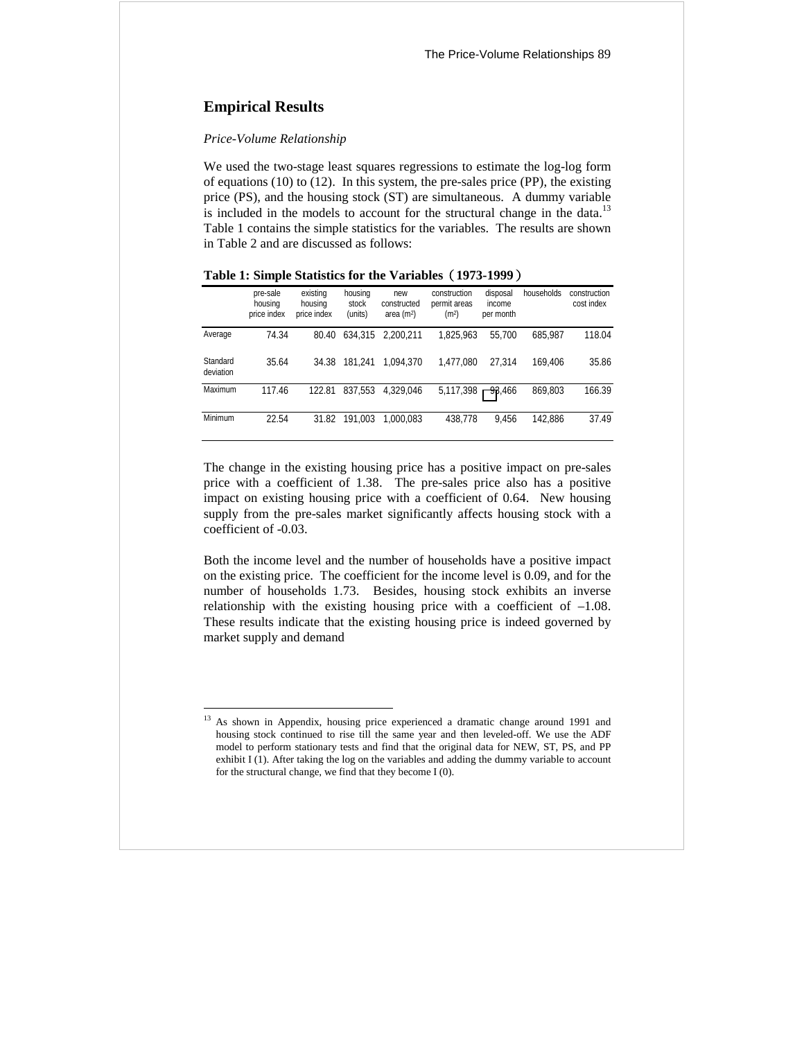## Empirical Results

*Price-Volume Relationship*

We used the two-stage least squares regressions to estimate the log-log form of equations (10) to (12). In this system, the pre-sales price (PP), the existing price (PS), and the housing stock (ST) are simultaneous. A dummy variable is included in the models to account for the structural change in the data.[13] Table 1 contains the simple statistics for the variables. The results are shown in Table 2 and are discussed as follows:

**Table 1: Simple Statistics for the Variables（1973-1999）**

| | pre-sale housing price index | existing housing price index | housing stock (units) | new constructed area (m²) | construction permit areas (m²) | disposal income per month | households | construction cost index |
|---|---|---|---|---|---|---|---|---|
| Average | 74.34 | 80.40 | 634,315 | 2,200,211 | 1,825,963 | 55,700 | 685,987 | 118.04 |
| Standard deviation | 35.64 | 34.38 | 181,241 | 1,094,370 | 1,477,080 | 27,314 | 169,406 | 35.86 |
| Maximum | 117.46 | 122.81 | 837,553 | 4,329,046 | 5,117,398 | 93,466 | 869,803 | 166.39 |
| Minimum | 22.54 | 31.82 | 191,003 | 1,000,083 | 438,778 | 9,456 | 142,886 | 37.49 |

The change in the existing housing price has a positive impact on pre-sales price with a coefficient of 1.38. The pre-sales price also has a positive impact on existing housing price with a coefficient of 0.64. New housing supply from the pre-sales market significantly affects housing stock with a coefficient of -0.03.

Both the income level and the number of households have a positive impact on the existing price. The coefficient for the income level is 0.09, and for the number of households 1.73. Besides, housing stock exhibits an inverse relationship with the existing housing price with a coefficient of –1.08. These results indicate that the existing housing price is indeed governed by market supply and demand

[13] As shown in Appendix, housing price experienced a dramatic change around 1991 and housing stock continued to rise till the same year and then leveled-off. We use the ADF model to perform stationary tests and find that the original data for NEW, ST, PS, and PP exhibit I (1). After taking the log on the variables and adding the dummy variable to account for the structural change, we find that they become I (0).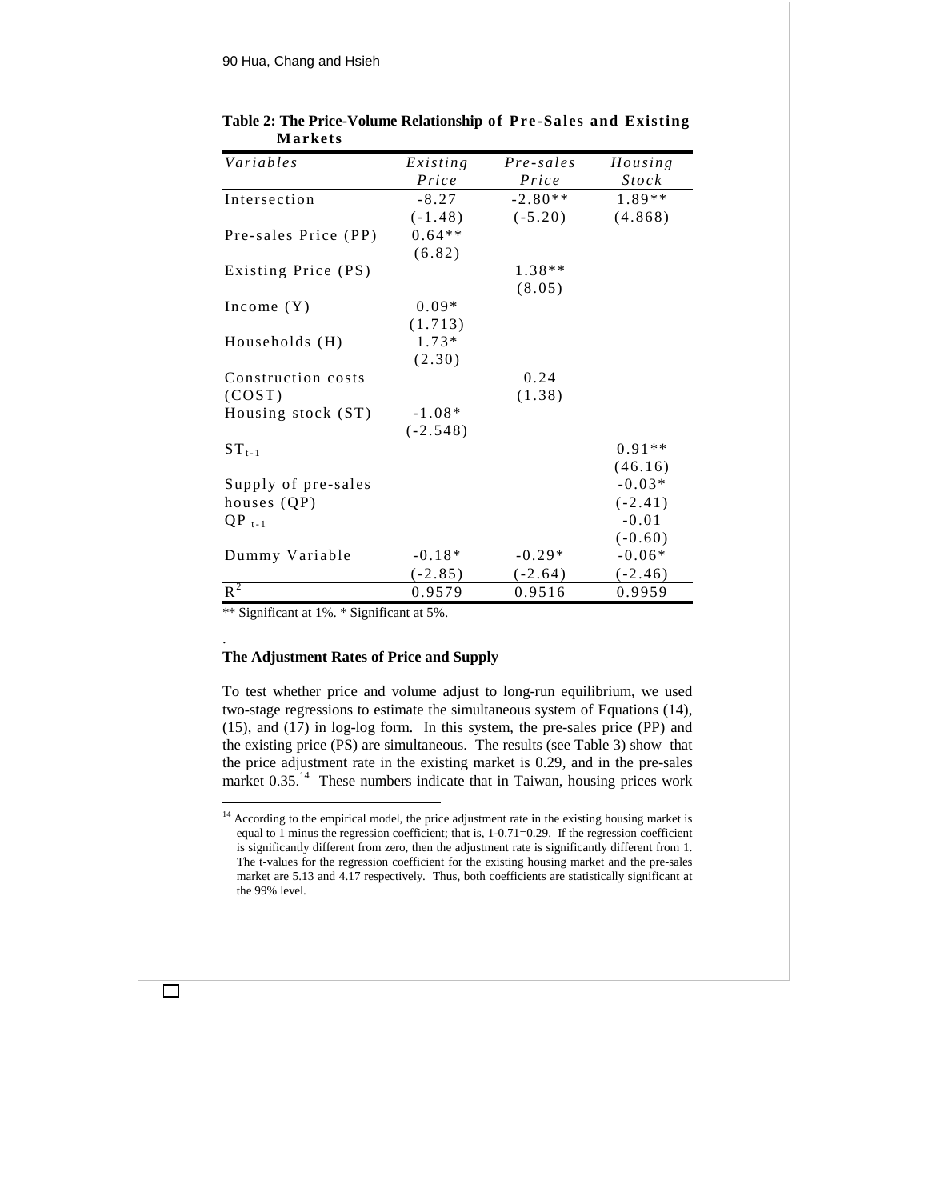**Table 2: The Price-Volume Relationship of Pre-Sales and Existing Markets**

| *Variables* | *Existing Price* | *Pre-sales Price* | *Housing Stock* |
|---|---|---|---|
| Intersection | -8.27 | -2.80** | 1.89** |
| | (-1.48) | (-5.20) | (4.868) |
| Pre-sales Price (PP) | 0.64** | | |
| | (6.82) | | |
| Existing Price (PS) | | 1.38** | |
| | | (8.05) | |
| Income (Y) | 0.09* | | |
| | (1.713) | | |
| Households (H) | 1.73* | | |
| | (2.30) | | |
| Construction costs (COST) | | 0.24 | |
| | | (1.38) | |
| Housing stock (ST) | -1.08* | | |
| | (-2.548) | | |
| $ST_{t-1}$ | | | 0.91** |
| | | | (46.16) |
| Supply of pre-sales houses (QP) | | | -0.03* |
| | | | (-2.41) |
| $QP_{t-1}$ | | | -0.01 |
| | | | (-0.60) |
| Dummy Variable | -0.18* | -0.29* | -0.06* |
| | (-2.85) | (-2.64) | (-2.46) |
| $R^2$ | 0.9579 | 0.9516 | 0.9959 |

** Significant at 1%. * Significant at 5%.

.

**The Adjustment Rates of Price and Supply**

To test whether price and volume adjust to long-run equilibrium, we used two-stage regressions to estimate the simultaneous system of Equations (14), (15), and (17) in log-log form. In this system, the pre-sales price (PP) and the existing price (PS) are simultaneous. The results (see Table 3) show that the price adjustment rate in the existing market is 0.29, and in the pre-sales market 0.35.[14] These numbers indicate that in Taiwan, housing prices work

[14] According to the empirical model, the price adjustment rate in the existing housing market is equal to 1 minus the regression coefficient; that is, 1-0.71=0.29. If the regression coefficient is significantly different from zero, then the adjustment rate is significantly different from 1. The t-values for the regression coefficient for the existing housing market and the pre-sales market are 5.13 and 4.17 respectively. Thus, both coefficients are statistically significant at the 99% level.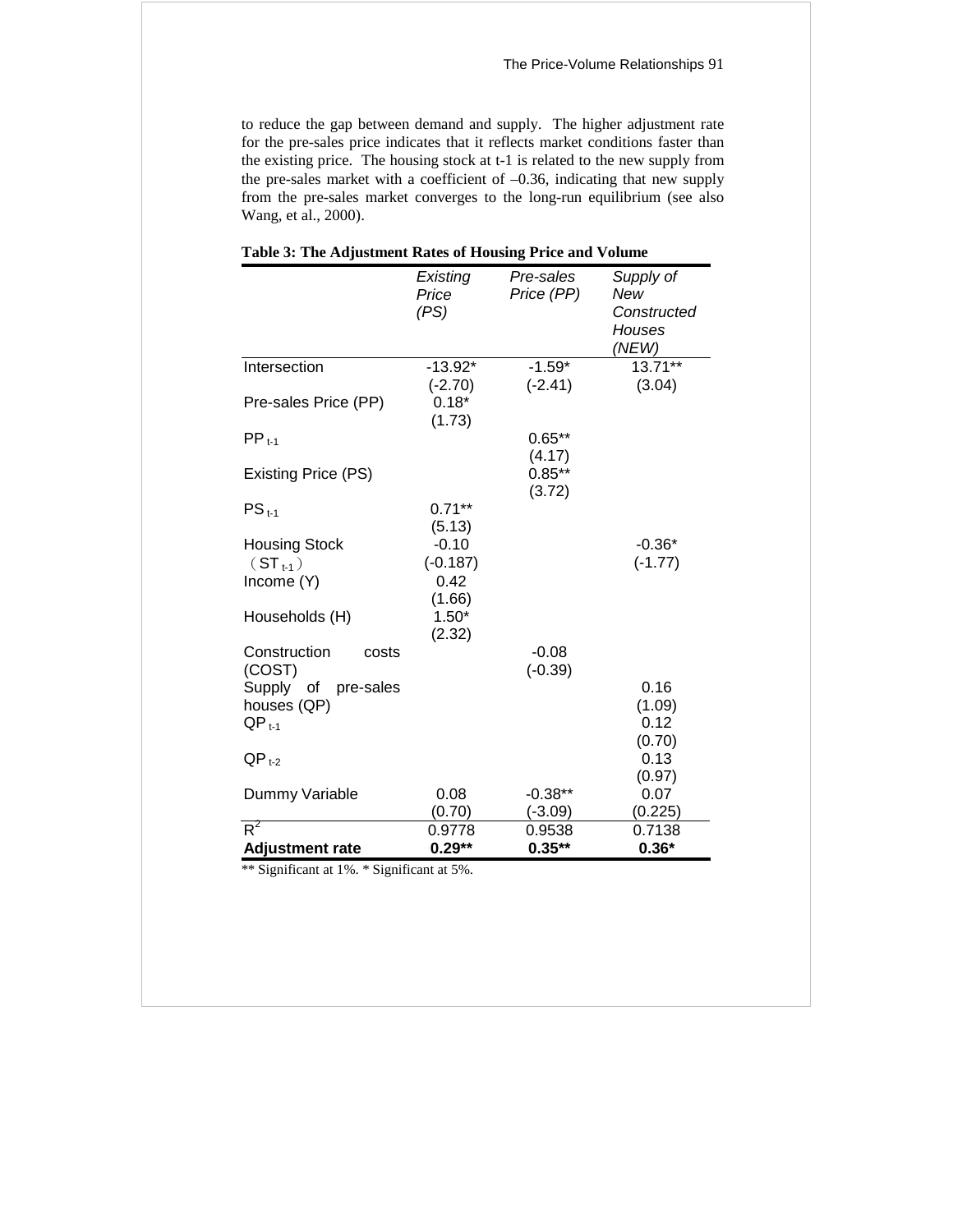to reduce the gap between demand and supply. The higher adjustment rate for the pre-sales price indicates that it reflects market conditions faster than the existing price. The housing stock at t-1 is related to the new supply from the pre-sales market with a coefficient of –0.36, indicating that new supply from the pre-sales market converges to the long-run equilibrium (see also Wang, et al., 2000).

**Table 3: The Adjustment Rates of Housing Price and Volume**

| | *Existing Price (PS)* | *Pre-sales Price (PP)* | *Supply of New Constructed Houses (NEW)* |
|---|---|---|---|
| Intersection | -13.92* (-2.70) | -1.59* (-2.41) | 13.71** (3.04) |
| Pre-sales Price (PP) | 0.18* (1.73) | | |
| $PP_{t-1}$ | | 0.65** (4.17) | |
| Existing Price (PS) | | 0.85** (3.72) | |
| $PS_{t-1}$ | 0.71** (5.13) | | |
| Housing Stock ($ST_{t-1}$) | -0.10 (-0.187) | | -0.36* (-1.77) |
| Income (Y) | 0.42 (1.66) | | |
| Households (H) | 1.50* (2.32) | | |
| Construction costs (COST) | | -0.08 (-0.39) | |
| Supply of pre-sales houses (QP) | | | 0.16 (1.09) |
| $QP_{t-1}$ | | | 0.12 (0.70) |
| $QP_{t-2}$ | | | 0.13 (0.97) |
| Dummy Variable | 0.08 (0.70) | -0.38** (-3.09) | 0.07 (0.225) |
| $R^2$ | 0.9778 | 0.9538 | 0.7138 |
| **Adjustment rate** | **0.29**** | **0.35**** | **0.36*** |

** Significant at 1%. * Significant at 5%.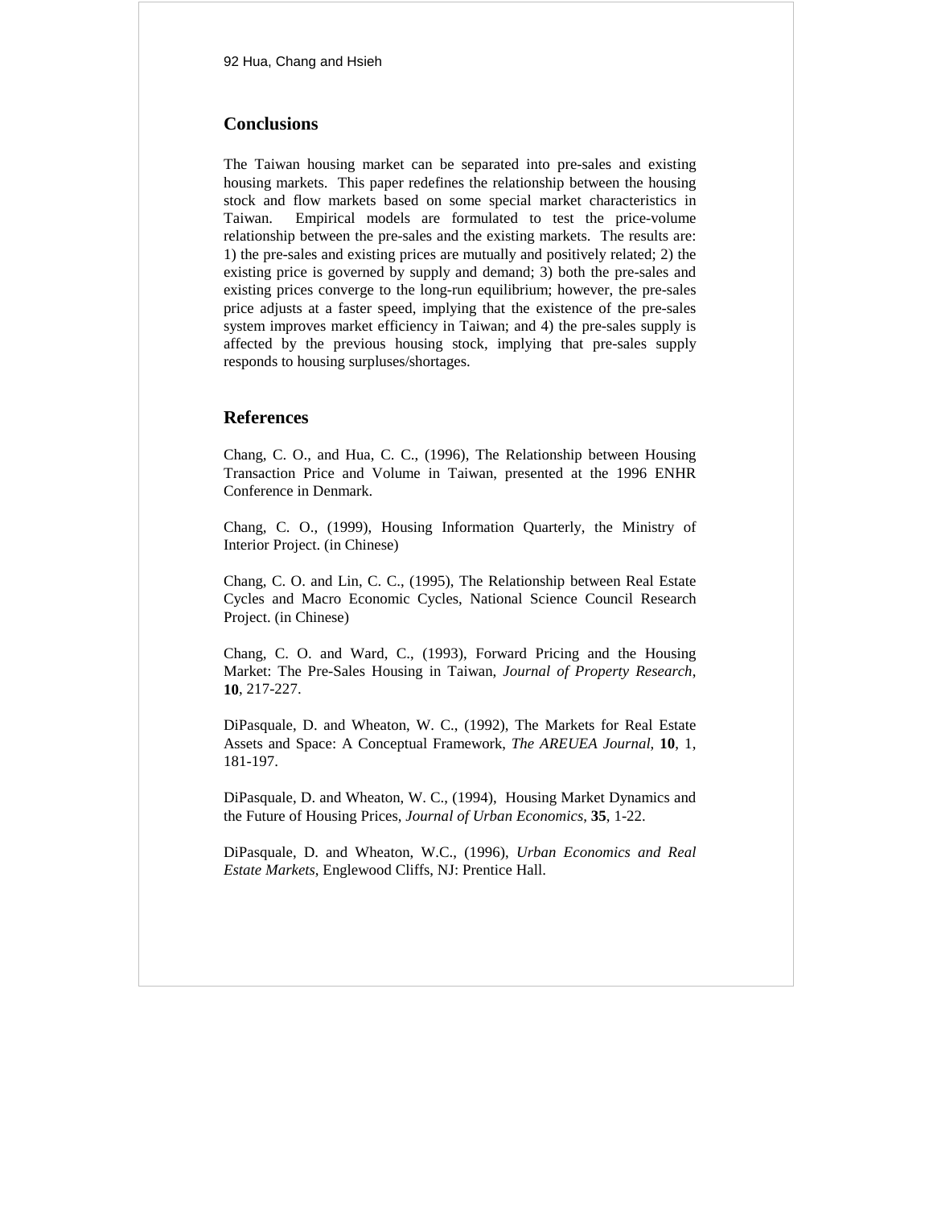## Conclusions

The Taiwan housing market can be separated into pre-sales and existing housing markets. This paper redefines the relationship between the housing stock and flow markets based on some special market characteristics in Taiwan. Empirical models are formulated to test the price-volume relationship between the pre-sales and the existing markets. The results are: 1) the pre-sales and existing prices are mutually and positively related; 2) the existing price is governed by supply and demand; 3) both the pre-sales and existing prices converge to the long-run equilibrium; however, the pre-sales price adjusts at a faster speed, implying that the existence of the pre-sales system improves market efficiency in Taiwan; and 4) the pre-sales supply is affected by the previous housing stock, implying that pre-sales supply responds to housing surpluses/shortages.

## References

Chang, C. O., and Hua, C. C., (1996), The Relationship between Housing Transaction Price and Volume in Taiwan, presented at the 1996 ENHR Conference in Denmark.

Chang, C. O., (1999), Housing Information Quarterly, the Ministry of Interior Project. (in Chinese)

Chang, C. O. and Lin, C. C., (1995), The Relationship between Real Estate Cycles and Macro Economic Cycles, National Science Council Research Project. (in Chinese)

Chang, C. O. and Ward, C., (1993), Forward Pricing and the Housing Market: The Pre-Sales Housing in Taiwan, *Journal of Property Research*, **10**, 217-227.

DiPasquale, D. and Wheaton, W. C., (1992), The Markets for Real Estate Assets and Space: A Conceptual Framework, *The AREUEA Journal*, **10**, 1, 181-197.

DiPasquale, D. and Wheaton, W. C., (1994), Housing Market Dynamics and the Future of Housing Prices, *Journal of Urban Economics*, **35**, 1-22.

DiPasquale, D. and Wheaton, W.C., (1996), *Urban Economics and Real Estate Markets*, Englewood Cliffs, NJ: Prentice Hall.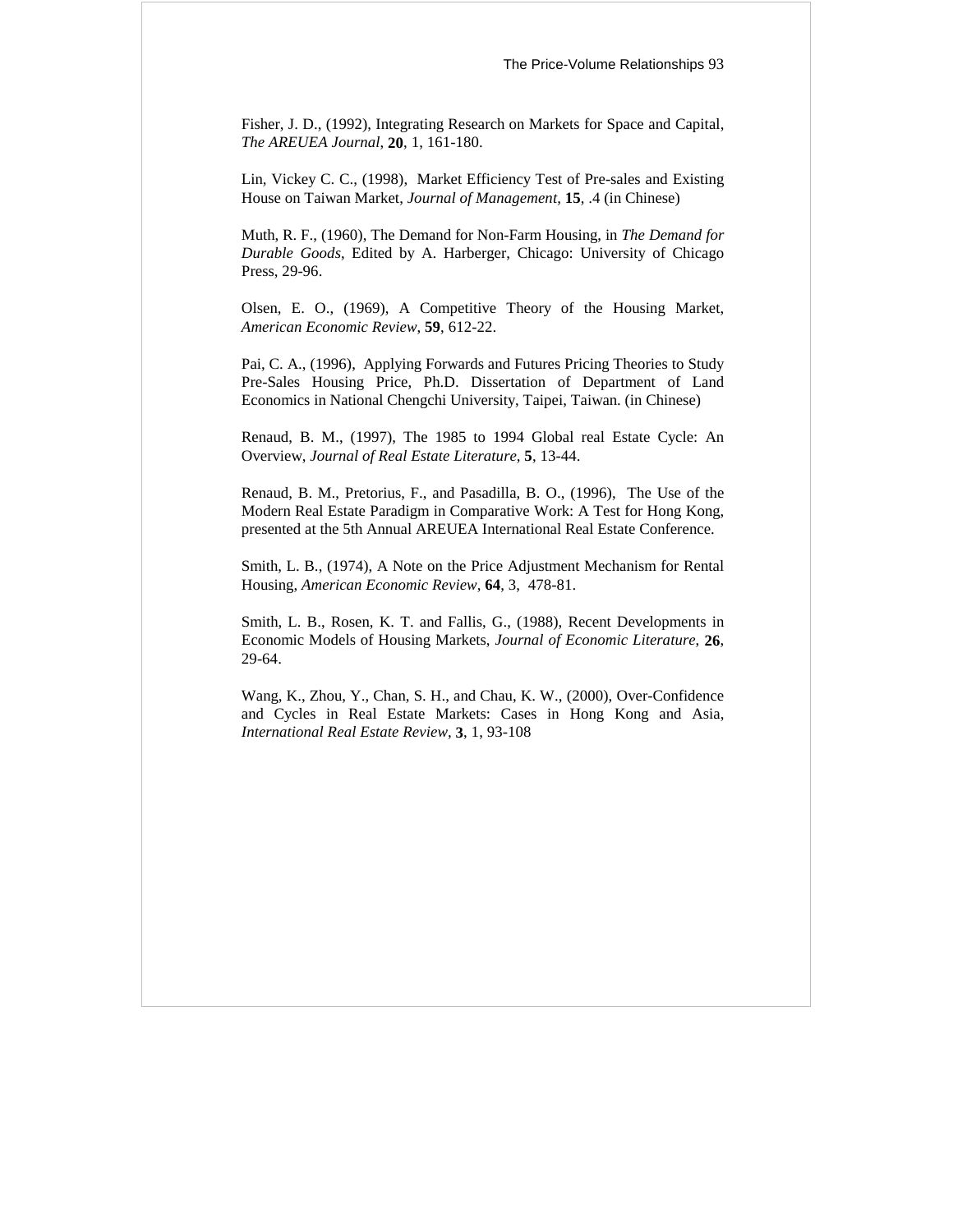Fisher, J. D., (1992), Integrating Research on Markets for Space and Capital, *The AREUEA Journal*, **20**, 1, 161-180.

Lin, Vickey C. C., (1998), Market Efficiency Test of Pre-sales and Existing House on Taiwan Market, *Journal of Management*, **15**, .4 (in Chinese)

Muth, R. F., (1960), The Demand for Non-Farm Housing, in *The Demand for Durable Goods*, Edited by A. Harberger, Chicago: University of Chicago Press, 29-96.

Olsen, E. O., (1969), A Competitive Theory of the Housing Market, *American Economic Review*, **59**, 612-22.

Pai, C. A., (1996), Applying Forwards and Futures Pricing Theories to Study Pre-Sales Housing Price, Ph.D. Dissertation of Department of Land Economics in National Chengchi University, Taipei, Taiwan. (in Chinese)

Renaud, B. M., (1997), The 1985 to 1994 Global real Estate Cycle: An Overview, *Journal of Real Estate Literature*, **5**, 13-44.

Renaud, B. M., Pretorius, F., and Pasadilla, B. O., (1996), The Use of the Modern Real Estate Paradigm in Comparative Work: A Test for Hong Kong, presented at the 5th Annual AREUEA International Real Estate Conference.

Smith, L. B., (1974), A Note on the Price Adjustment Mechanism for Rental Housing, *American Economic Review*, **64**, 3, 478-81.

Smith, L. B., Rosen, K. T. and Fallis, G., (1988), Recent Developments in Economic Models of Housing Markets, *Journal of Economic Literature*, **26**, 29-64.

Wang, K., Zhou, Y., Chan, S. H., and Chau, K. W., (2000), Over-Confidence and Cycles in Real Estate Markets: Cases in Hong Kong and Asia, *International Real Estate Review*, **3**, 1, 93-108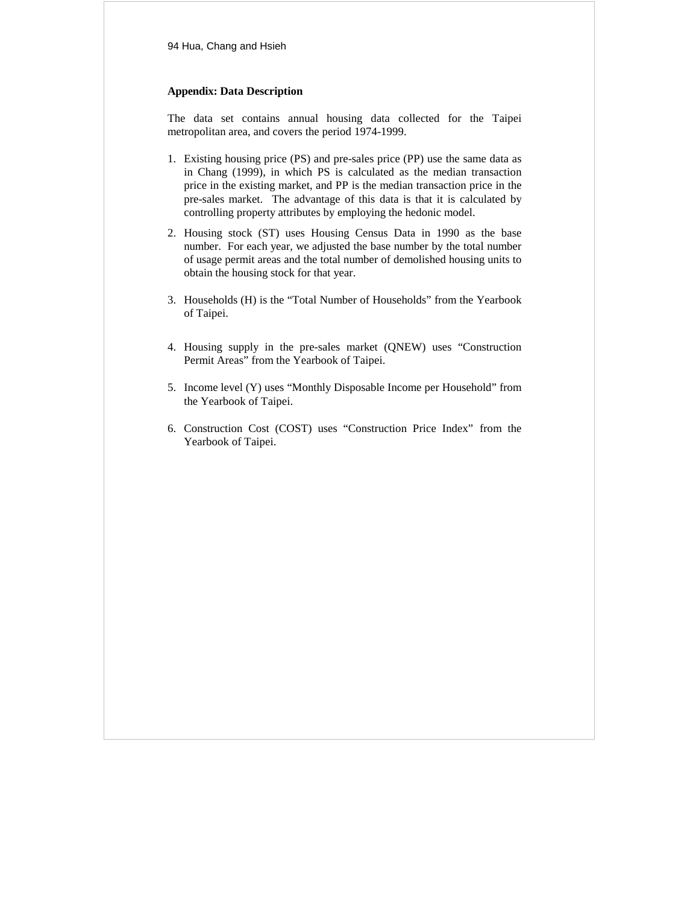## Appendix: Data Description

The data set contains annual housing data collected for the Taipei metropolitan area, and covers the period 1974-1999.

1. Existing housing price (PS) and pre-sales price (PP) use the same data as in Chang (1999), in which PS is calculated as the median transaction price in the existing market, and PP is the median transaction price in the pre-sales market. The advantage of this data is that it is calculated by controlling property attributes by employing the hedonic model.
2. Housing stock (ST) uses Housing Census Data in 1990 as the base number. For each year, we adjusted the base number by the total number of usage permit areas and the total number of demolished housing units to obtain the housing stock for that year.
3. Households (H) is the "Total Number of Households" from the Yearbook of Taipei.
4. Housing supply in the pre-sales market (QNEW) uses "Construction Permit Areas" from the Yearbook of Taipei.
5. Income level (Y) uses "Monthly Disposable Income per Household" from the Yearbook of Taipei.
6. Construction Cost (COST) uses "Construction Price Index" from the Yearbook of Taipei.